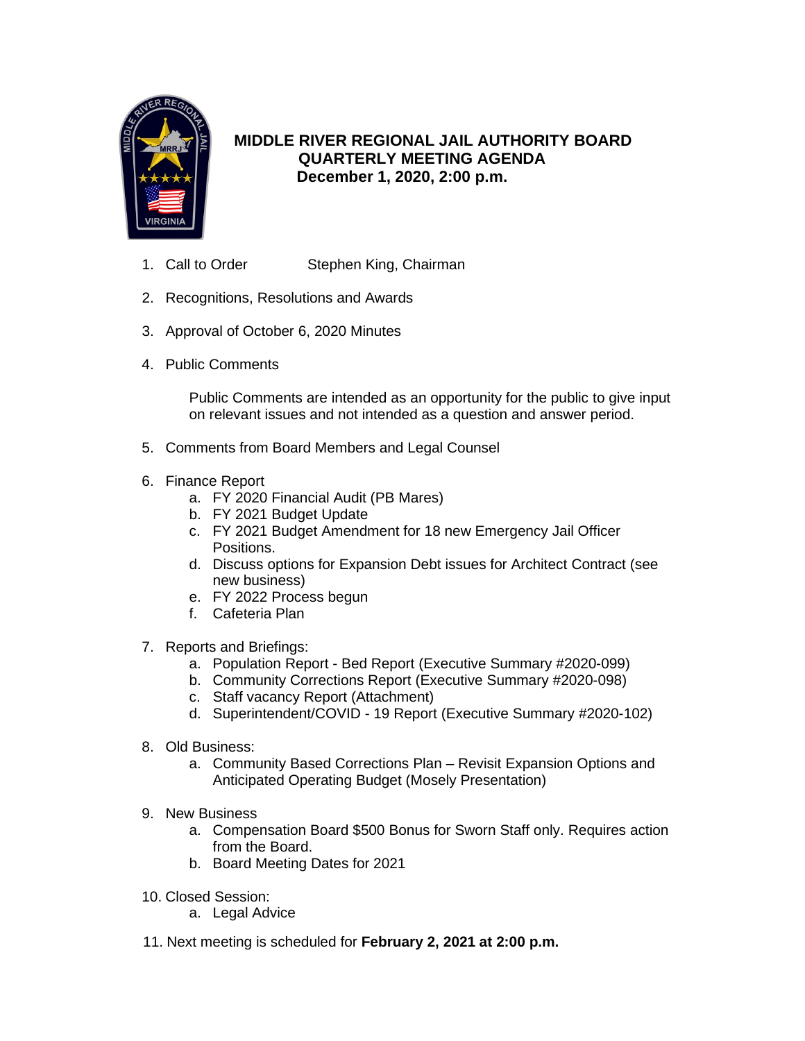# MIDDLE RIVER REGIONAL JAIL AUTHORITY BOARD
## QUARTERLY MEETING AGENDA
### December 1, 2020, 2:00 p.m.

1. Call to Order Stephen King, Chairman

2. Recognitions, Resolutions and Awards

3. Approval of October 6, 2020 Minutes

4. Public Comments

   Public Comments are intended as an opportunity for the public to give input on relevant issues and not intended as a question and answer period.

5. Comments from Board Members and Legal Counsel

6. Finance Report
   a. FY 2020 Financial Audit (PB Mares)
   b. FY 2021 Budget Update
   c. FY 2021 Budget Amendment for 18 new Emergency Jail Officer Positions.
   d. Discuss options for Expansion Debt issues for Architect Contract (see new business)
   e. FY 2022 Process begun
   f. Cafeteria Plan

7. Reports and Briefings:
   a. Population Report - Bed Report (Executive Summary #2020-099)
   b. Community Corrections Report (Executive Summary #2020-098)
   c. Staff vacancy Report (Attachment)
   d. Superintendent/COVID - 19 Report (Executive Summary #2020-102)

8. Old Business:
   a. Community Based Corrections Plan – Revisit Expansion Options and Anticipated Operating Budget (Mosely Presentation)

9. New Business
   a. Compensation Board $500 Bonus for Sworn Staff only. Requires action from the Board.
   b. Board Meeting Dates for 2021

10. Closed Session:
    a. Legal Advice

11. Next meeting is scheduled for **February 2, 2021 at 2:00 p.m.**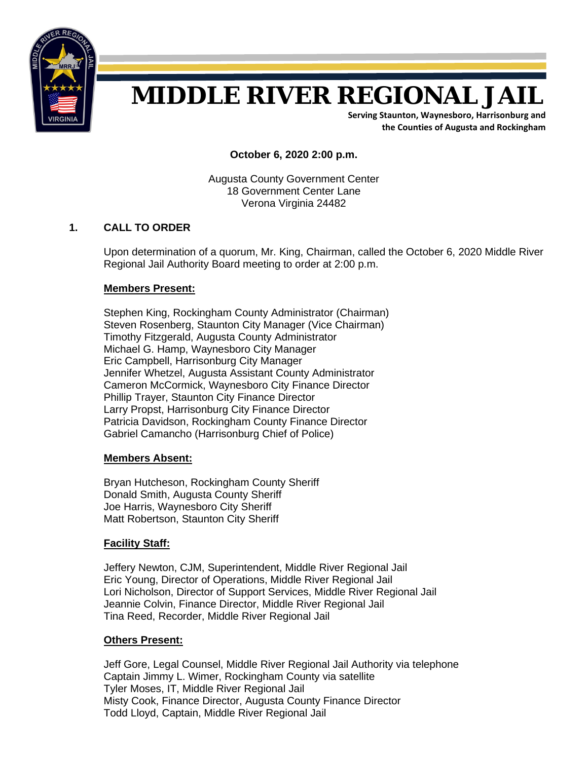# MIDDLE RIVER REGIONAL JAIL

**Serving Staunton, Waynesboro, Harrisonburg and the Counties of Augusta and Rockingham**

**October 6, 2020 2:00 p.m.**

Augusta County Government Center
18 Government Center Lane
Verona Virginia 24482

## 1. CALL TO ORDER

Upon determination of a quorum, Mr. King, Chairman, called the October 6, 2020 Middle River Regional Jail Authority Board meeting to order at 2:00 p.m.

**Members Present:**

Stephen King, Rockingham County Administrator (Chairman)
Steven Rosenberg, Staunton City Manager (Vice Chairman)
Timothy Fitzgerald, Augusta County Administrator
Michael G. Hamp, Waynesboro City Manager
Eric Campbell, Harrisonburg City Manager
Jennifer Whetzel, Augusta Assistant County Administrator
Cameron McCormick, Waynesboro City Finance Director
Phillip Trayer, Staunton City Finance Director
Larry Propst, Harrisonburg City Finance Director
Patricia Davidson, Rockingham County Finance Director
Gabriel Camancho (Harrisonburg Chief of Police)

**Members Absent:**

Bryan Hutcheson, Rockingham County Sheriff
Donald Smith, Augusta County Sheriff
Joe Harris, Waynesboro City Sheriff
Matt Robertson, Staunton City Sheriff

**Facility Staff:**

Jeffery Newton, CJM, Superintendent, Middle River Regional Jail
Eric Young, Director of Operations, Middle River Regional Jail
Lori Nicholson, Director of Support Services, Middle River Regional Jail
Jeannie Colvin, Finance Director, Middle River Regional Jail
Tina Reed, Recorder, Middle River Regional Jail

**Others Present:**

Jeff Gore, Legal Counsel, Middle River Regional Jail Authority via telephone
Captain Jimmy L. Wimer, Rockingham County via satellite
Tyler Moses, IT, Middle River Regional Jail
Misty Cook, Finance Director, Augusta County Finance Director
Todd Lloyd, Captain, Middle River Regional Jail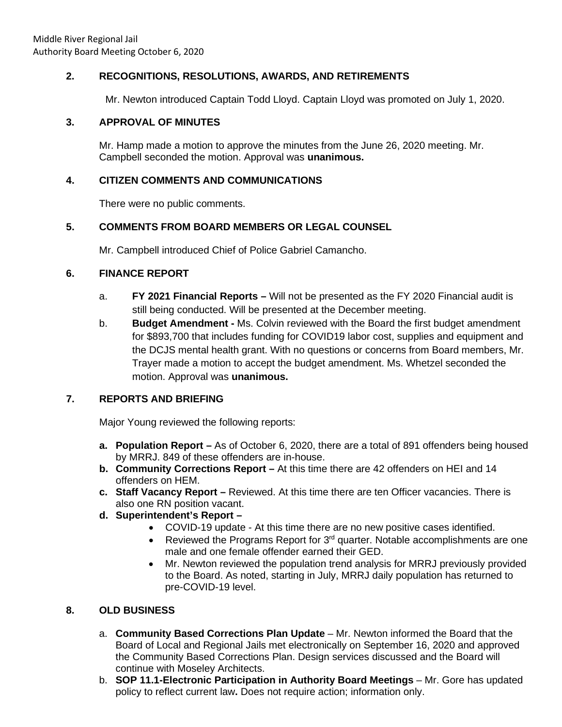## 2. RECOGNITIONS, RESOLUTIONS, AWARDS, AND RETIREMENTS

Mr. Newton introduced Captain Todd Lloyd. Captain Lloyd was promoted on July 1, 2020.

## 3. APPROVAL OF MINUTES

Mr. Hamp made a motion to approve the minutes from the June 26, 2020 meeting. Mr. Campbell seconded the motion. Approval was **unanimous.**

## 4. CITIZEN COMMENTS AND COMMUNICATIONS

There were no public comments.

## 5. COMMENTS FROM BOARD MEMBERS OR LEGAL COUNSEL

Mr. Campbell introduced Chief of Police Gabriel Camancho.

## 6. FINANCE REPORT

a. **FY 2021 Financial Reports –** Will not be presented as the FY 2020 Financial audit is still being conducted. Will be presented at the December meeting.

b. **Budget Amendment -** Ms. Colvin reviewed with the Board the first budget amendment for $893,700 that includes funding for COVID19 labor cost, supplies and equipment and the DCJS mental health grant. With no questions or concerns from Board members, Mr. Trayer made a motion to accept the budget amendment. Ms. Whetzel seconded the motion. Approval was **unanimous.**

## 7. REPORTS AND BRIEFING

Major Young reviewed the following reports:

**a. Population Report –** As of October 6, 2020, there are a total of 891 offenders being housed by MRRJ. 849 of these offenders are in-house.

**b. Community Corrections Report –** At this time there are 42 offenders on HEI and 14 offenders on HEM.

**c. Staff Vacancy Report –** Reviewed. At this time there are ten Officer vacancies. There is also one RN position vacant.

**d. Superintendent's Report –**

- COVID-19 update - At this time there are no new positive cases identified.
- Reviewed the Programs Report for 3rd quarter. Notable accomplishments are one male and one female offender earned their GED.
- Mr. Newton reviewed the population trend analysis for MRRJ previously provided to the Board. As noted, starting in July, MRRJ daily population has returned to pre-COVID-19 level.

## 8. OLD BUSINESS

a. **Community Based Corrections Plan Update** – Mr. Newton informed the Board that the Board of Local and Regional Jails met electronically on September 16, 2020 and approved the Community Based Corrections Plan. Design services discussed and the Board will continue with Moseley Architects.

b. **SOP 11.1-Electronic Participation in Authority Board Meetings** – Mr. Gore has updated policy to reflect current law**.** Does not require action; information only.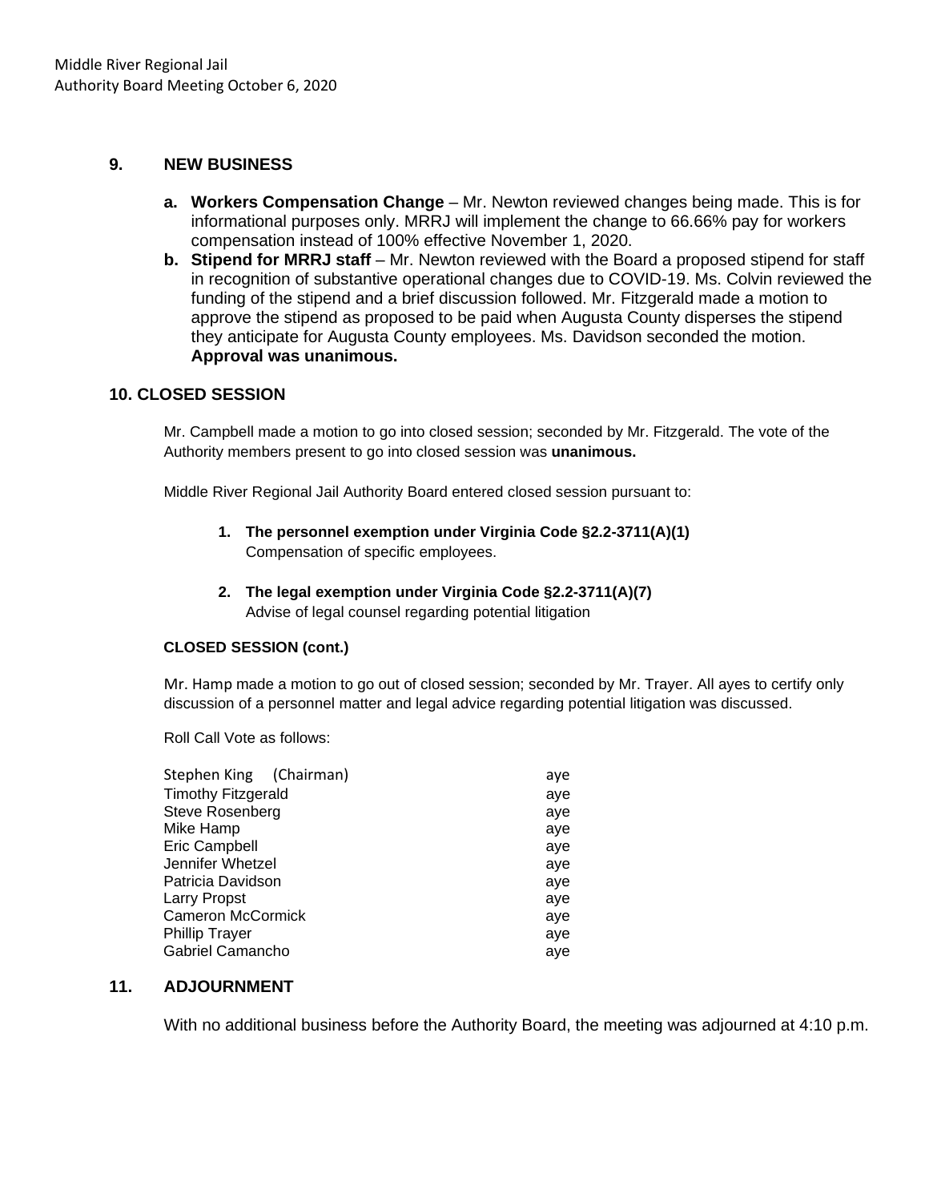## 9. NEW BUSINESS

- **a. Workers Compensation Change** – Mr. Newton reviewed changes being made. This is for informational purposes only. MRRJ will implement the change to 66.66% pay for workers compensation instead of 100% effective November 1, 2020.
- **b. Stipend for MRRJ staff** – Mr. Newton reviewed with the Board a proposed stipend for staff in recognition of substantive operational changes due to COVID-19. Ms. Colvin reviewed the funding of the stipend and a brief discussion followed. Mr. Fitzgerald made a motion to approve the stipend as proposed to be paid when Augusta County disperses the stipend they anticipate for Augusta County employees. Ms. Davidson seconded the motion. **Approval was unanimous.**

## 10. CLOSED SESSION

Mr. Campbell made a motion to go into closed session; seconded by Mr. Fitzgerald. The vote of the Authority members present to go into closed session was **unanimous.**

Middle River Regional Jail Authority Board entered closed session pursuant to:

1. **The personnel exemption under Virginia Code §2.2-3711(A)(1)**
   Compensation of specific employees.

2. **The legal exemption under Virginia Code §2.2-3711(A)(7)**
   Advise of legal counsel regarding potential litigation

**CLOSED SESSION (cont.)**

Mr. Hamp made a motion to go out of closed session; seconded by Mr. Trayer. All ayes to certify only discussion of a personnel matter and legal advice regarding potential litigation was discussed.

Roll Call Vote as follows:

| | |
|---|---|
| Stephen King (Chairman) | aye |
| Timothy Fitzgerald | aye |
| Steve Rosenberg | aye |
| Mike Hamp | aye |
| Eric Campbell | aye |
| Jennifer Whetzel | aye |
| Patricia Davidson | aye |
| Larry Propst | aye |
| Cameron McCormick | aye |
| Phillip Trayer | aye |
| Gabriel Camancho | aye |

## 11. ADJOURNMENT

With no additional business before the Authority Board, the meeting was adjourned at 4:10 p.m.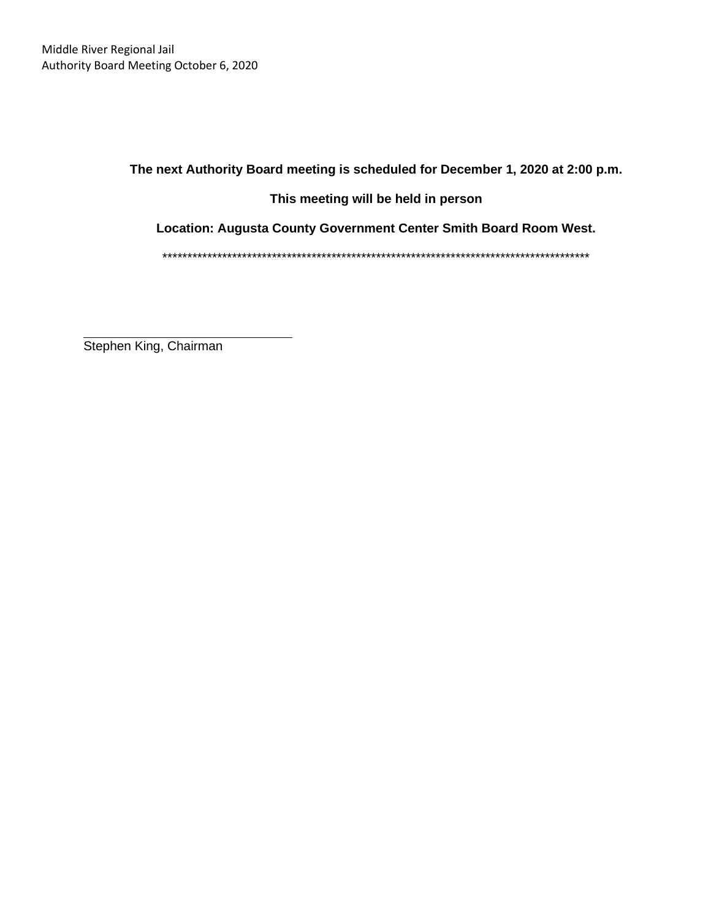**The next Authority Board meeting is scheduled for December 1, 2020 at 2:00 p.m.**

**This meeting will be held in person**

**Location: Augusta County Government Center Smith Board Room West.**

\*\*\*\*\*\*\*\*\*\*\*\*\*\*\*\*\*\*\*\*\*\*\*\*\*\*\*\*\*\*\*\*\*\*\*\*\*\*\*\*\*\*\*\*\*\*\*\*\*\*\*\*\*\*\*\*\*\*\*\*\*\*\*\*\*\*\*\*\*\*\*\*\*\*\*\*\*\*\*\*\*\*\*\*\*\*\*\*\*

\_\_\_\_\_\_\_\_\_\_\_\_\_\_\_\_\_\_\_\_\_\_\_\_\_\_\_\_\_\_

Stephen King, Chairman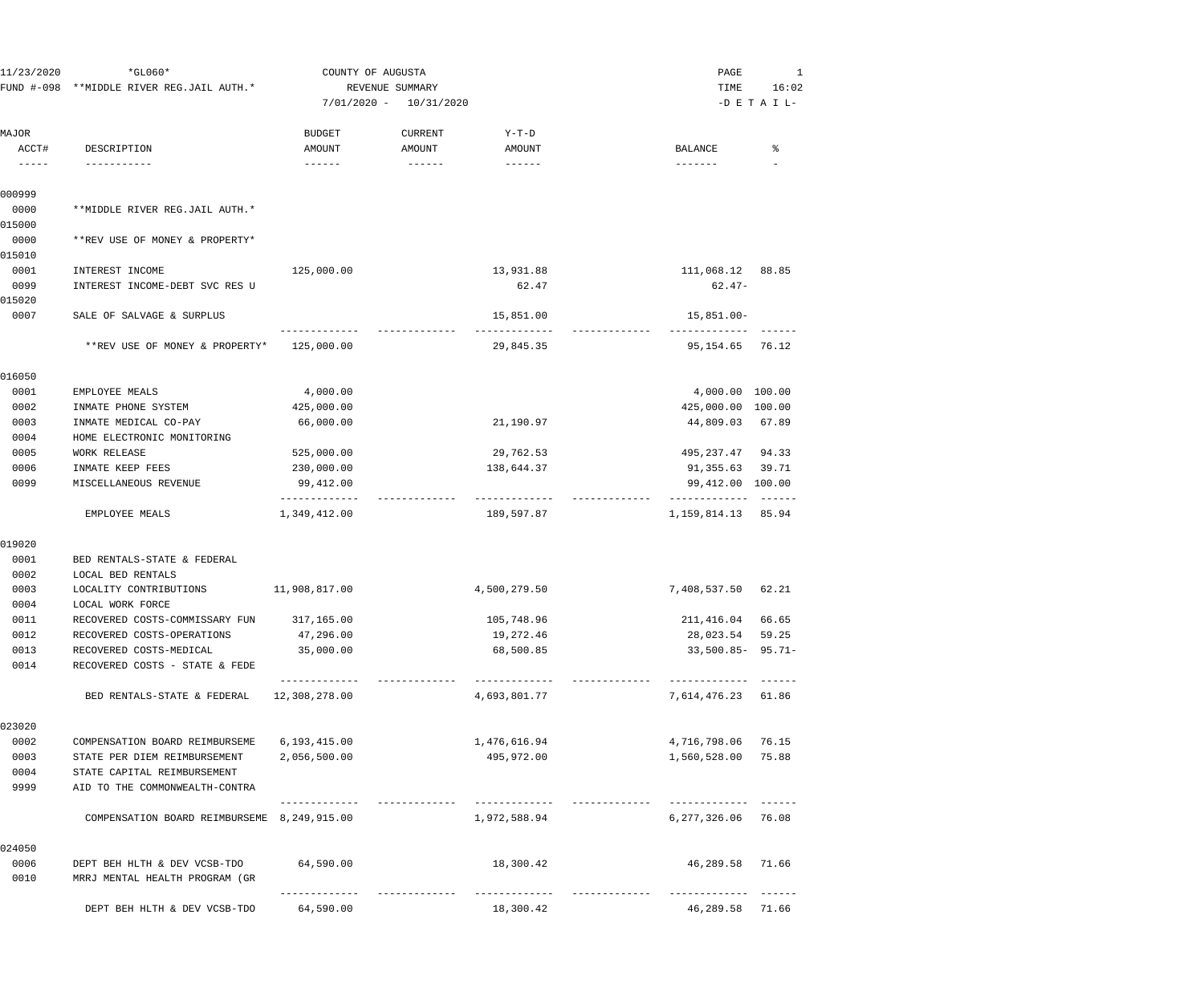11/23/2020 *GL060* COUNTY OF AUGUSTA

FUND #-098 **MIDDLE RIVER REG.JAIL AUTH.* REVENUE SUMMARY

7/01/2020 - 10/31/2020

-D E T A I L-

| MAJOR ACCT# | DESCRIPTION | BUDGET AMOUNT | CURRENT AMOUNT | Y-T-D AMOUNT | | BALANCE | % |
|---|---|---|---|---|---|---|---|
| 000999 | | | | | | | |
| 0000 | **MIDDLE RIVER REG.JAIL AUTH.* | | | | | | |
| 015000 | | | | | | | |
| 0000 | **REV USE OF MONEY & PROPERTY* | | | | | | |
| 015010 | | | | | | | |
| 0001 | INTEREST INCOME | 125,000.00 | | 13,931.88 | | 111,068.12 | 88.85 |
| 0099 | INTEREST INCOME-DEBT SVC RES U | | | 62.47 | | 62.47- | |
| 015020 | | | | | | | |
| 0007 | SALE OF SALVAGE & SURPLUS | | | 15,851.00 | | 15,851.00- | |
| | **REV USE OF MONEY & PROPERTY* | 125,000.00 | | 29,845.35 | | 95,154.65 | 76.12 |
| 016050 | | | | | | | |
| 0001 | EMPLOYEE MEALS | 4,000.00 | | | | 4,000.00 | 100.00 |
| 0002 | INMATE PHONE SYSTEM | 425,000.00 | | | | 425,000.00 | 100.00 |
| 0003 | INMATE MEDICAL CO-PAY | 66,000.00 | | 21,190.97 | | 44,809.03 | 67.89 |
| 0004 | HOME ELECTRONIC MONITORING | | | | | | |
| 0005 | WORK RELEASE | 525,000.00 | | 29,762.53 | | 495,237.47 | 94.33 |
| 0006 | INMATE KEEP FEES | 230,000.00 | | 138,644.37 | | 91,355.63 | 39.71 |
| 0099 | MISCELLANEOUS REVENUE | 99,412.00 | | | | 99,412.00 | 100.00 |
| | EMPLOYEE MEALS | 1,349,412.00 | | 189,597.87 | | 1,159,814.13 | 85.94 |
| 019020 | | | | | | | |
| 0001 | BED RENTALS-STATE & FEDERAL | | | | | | |
| 0002 | LOCAL BED RENTALS | | | | | | |
| 0003 | LOCALITY CONTRIBUTIONS | 11,908,817.00 | | 4,500,279.50 | | 7,408,537.50 | 62.21 |
| 0004 | LOCAL WORK FORCE | | | | | | |
| 0011 | RECOVERED COSTS-COMMISSARY FUN | 317,165.00 | | 105,748.96 | | 211,416.04 | 66.65 |
| 0012 | RECOVERED COSTS-OPERATIONS | 47,296.00 | | 19,272.46 | | 28,023.54 | 59.25 |
| 0013 | RECOVERED COSTS-MEDICAL | 35,000.00 | | 68,500.85 | | 33,500.85- | 95.71- |
| 0014 | RECOVERED COSTS - STATE & FEDE | | | | | | |
| | BED RENTALS-STATE & FEDERAL | 12,308,278.00 | | 4,693,801.77 | | 7,614,476.23 | 61.86 |
| 023020 | | | | | | | |
| 0002 | COMPENSATION BOARD REIMBURSEME | 6,193,415.00 | | 1,476,616.94 | | 4,716,798.06 | 76.15 |
| 0003 | STATE PER DIEM REIMBURSEMENT | 2,056,500.00 | | 495,972.00 | | 1,560,528.00 | 75.88 |
| 0004 | STATE CAPITAL REIMBURSEMENT | | | | | | |
| 9999 | AID TO THE COMMONWEALTH-CONTRA | | | | | | |
| | COMPENSATION BOARD REIMBURSEME | 8,249,915.00 | | 1,972,588.94 | | 6,277,326.06 | 76.08 |
| 024050 | | | | | | | |
| 0006 | DEPT BEH HLTH & DEV VCSB-TDO | 64,590.00 | | 18,300.42 | | 46,289.58 | 71.66 |
| 0010 | MRRJ MENTAL HEALTH PROGRAM (GR | | | | | | |
| | DEPT BEH HLTH & DEV VCSB-TDO | 64,590.00 | | 18,300.42 | | 46,289.58 | 71.66 |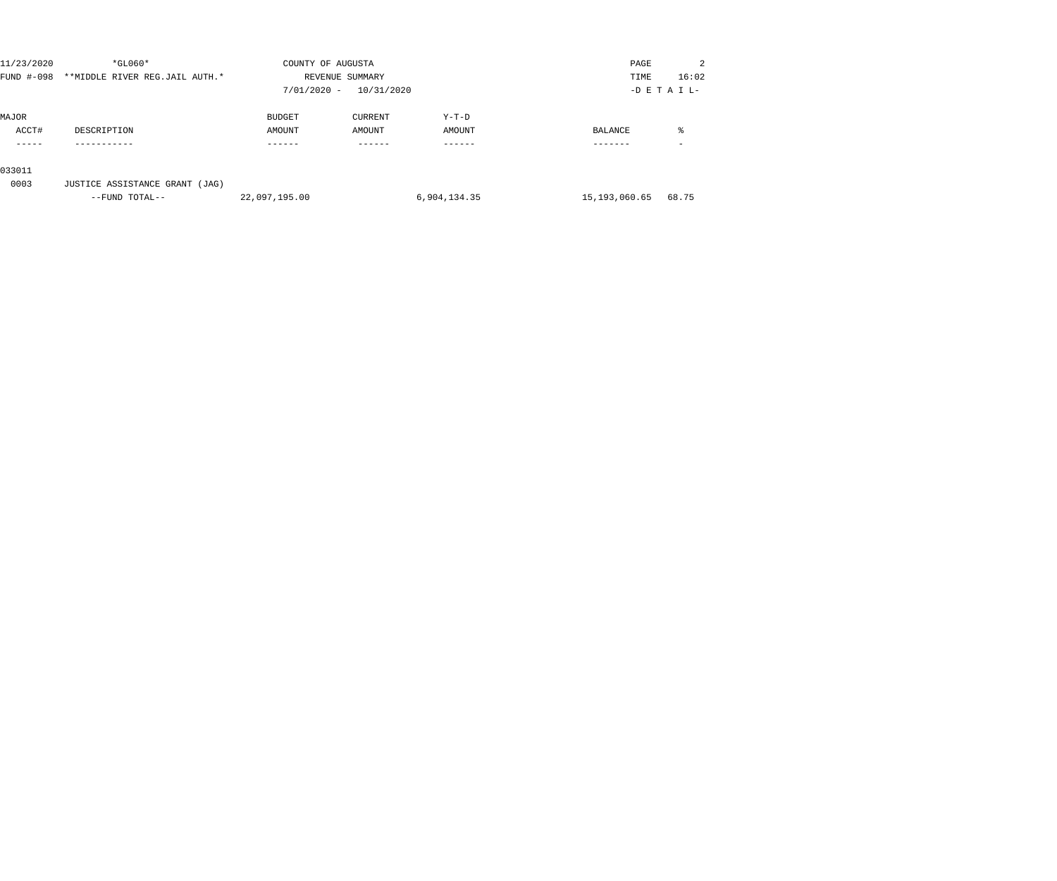11/23/2020 *GL060* COUNTY OF AUGUSTA

FUND #-098 **MIDDLE RIVER REG.JAIL AUTH.* REVENUE SUMMARY

7/01/2020 - 10/31/2020 -D E T A I L-

| MAJOR ACCT# | DESCRIPTION | BUDGET AMOUNT | CURRENT AMOUNT | Y-T-D AMOUNT | BALANCE | % |
|---|---|---|---|---|---|---|
| 033011 | | | | | | |
| 0003 | JUSTICE ASSISTANCE GRANT (JAG) | | | | | |
| | --FUND TOTAL-- | 22,097,195.00 | | 6,904,134.35 | 15,193,060.65 | 68.75 |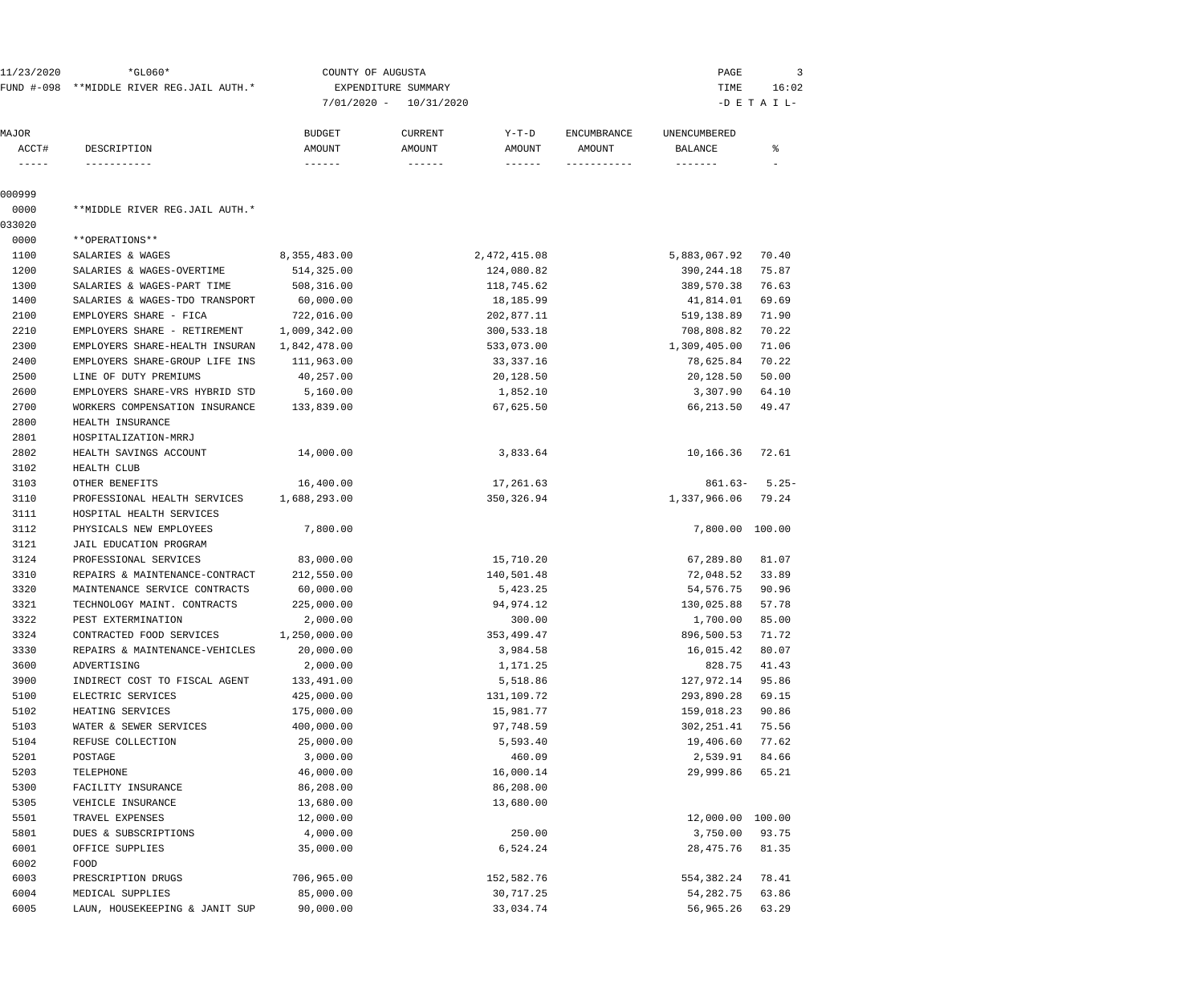11/23/2020 *GL060* COUNTY OF AUGUSTA PAGE 3

FUND #-098 **MIDDLE RIVER REG.JAIL AUTH.* EXPENDITURE SUMMARY TIME 16:02

7/01/2020 - 10/31/2020 -D E T A I L-

| MAJOR ACCT# | DESCRIPTION | BUDGET AMOUNT | CURRENT AMOUNT | Y-T-D AMOUNT | ENCUMBRANCE AMOUNT | UNENCUMBERED BALANCE | % |
|---|---|---|---|---|---|---|---|
| 000999 | | | | | | | |
| 0000 | **MIDDLE RIVER REG.JAIL AUTH.* | | | | | | |
| 033020 | | | | | | | |
| 0000 | **OPERATIONS** | | | | | | |
| 1100 | SALARIES & WAGES | 8,355,483.00 | | 2,472,415.08 | | 5,883,067.92 | 70.40 |
| 1200 | SALARIES & WAGES-OVERTIME | 514,325.00 | | 124,080.82 | | 390,244.18 | 75.87 |
| 1300 | SALARIES & WAGES-PART TIME | 508,316.00 | | 118,745.62 | | 389,570.38 | 76.63 |
| 1400 | SALARIES & WAGES-TDO TRANSPORT | 60,000.00 | | 18,185.99 | | 41,814.01 | 69.69 |
| 2100 | EMPLOYERS SHARE - FICA | 722,016.00 | | 202,877.11 | | 519,138.89 | 71.90 |
| 2210 | EMPLOYERS SHARE - RETIREMENT | 1,009,342.00 | | 300,533.18 | | 708,808.82 | 70.22 |
| 2300 | EMPLOYERS SHARE-HEALTH INSURAN | 1,842,478.00 | | 533,073.00 | | 1,309,405.00 | 71.06 |
| 2400 | EMPLOYERS SHARE-GROUP LIFE INS | 111,963.00 | | 33,337.16 | | 78,625.84 | 70.22 |
| 2500 | LINE OF DUTY PREMIUMS | 40,257.00 | | 20,128.50 | | 20,128.50 | 50.00 |
| 2600 | EMPLOYERS SHARE-VRS HYBRID STD | 5,160.00 | | 1,852.10 | | 3,307.90 | 64.10 |
| 2700 | WORKERS COMPENSATION INSURANCE | 133,839.00 | | 67,625.50 | | 66,213.50 | 49.47 |
| 2800 | HEALTH INSURANCE | | | | | | |
| 2801 | HOSPITALIZATION-MRRJ | | | | | | |
| 2802 | HEALTH SAVINGS ACCOUNT | 14,000.00 | | 3,833.64 | | 10,166.36 | 72.61 |
| 3102 | HEALTH CLUB | | | | | | |
| 3103 | OTHER BENEFITS | 16,400.00 | | 17,261.63 | | 861.63- | 5.25- |
| 3110 | PROFESSIONAL HEALTH SERVICES | 1,688,293.00 | | 350,326.94 | | 1,337,966.06 | 79.24 |
| 3111 | HOSPITAL HEALTH SERVICES | | | | | | |
| 3112 | PHYSICALS NEW EMPLOYEES | 7,800.00 | | | | 7,800.00 | 100.00 |
| 3121 | JAIL EDUCATION PROGRAM | | | | | | |
| 3124 | PROFESSIONAL SERVICES | 83,000.00 | | 15,710.20 | | 67,289.80 | 81.07 |
| 3310 | REPAIRS & MAINTENANCE-CONTRACT | 212,550.00 | | 140,501.48 | | 72,048.52 | 33.89 |
| 3320 | MAINTENANCE SERVICE CONTRACTS | 60,000.00 | | 5,423.25 | | 54,576.75 | 90.96 |
| 3321 | TECHNOLOGY MAINT. CONTRACTS | 225,000.00 | | 94,974.12 | | 130,025.88 | 57.78 |
| 3322 | PEST EXTERMINATION | 2,000.00 | | 300.00 | | 1,700.00 | 85.00 |
| 3324 | CONTRACTED FOOD SERVICES | 1,250,000.00 | | 353,499.47 | | 896,500.53 | 71.72 |
| 3330 | REPAIRS & MAINTENANCE-VEHICLES | 20,000.00 | | 3,984.58 | | 16,015.42 | 80.07 |
| 3600 | ADVERTISING | 2,000.00 | | 1,171.25 | | 828.75 | 41.43 |
| 3900 | INDIRECT COST TO FISCAL AGENT | 133,491.00 | | 5,518.86 | | 127,972.14 | 95.86 |
| 5100 | ELECTRIC SERVICES | 425,000.00 | | 131,109.72 | | 293,890.28 | 69.15 |
| 5102 | HEATING SERVICES | 175,000.00 | | 15,981.77 | | 159,018.23 | 90.86 |
| 5103 | WATER & SEWER SERVICES | 400,000.00 | | 97,748.59 | | 302,251.41 | 75.56 |
| 5104 | REFUSE COLLECTION | 25,000.00 | | 5,593.40 | | 19,406.60 | 77.62 |
| 5201 | POSTAGE | 3,000.00 | | 460.09 | | 2,539.91 | 84.66 |
| 5203 | TELEPHONE | 46,000.00 | | 16,000.14 | | 29,999.86 | 65.21 |
| 5300 | FACILITY INSURANCE | 86,208.00 | | 86,208.00 | | | |
| 5305 | VEHICLE INSURANCE | 13,680.00 | | 13,680.00 | | | |
| 5501 | TRAVEL EXPENSES | 12,000.00 | | | | 12,000.00 | 100.00 |
| 5801 | DUES & SUBSCRIPTIONS | 4,000.00 | | 250.00 | | 3,750.00 | 93.75 |
| 6001 | OFFICE SUPPLIES | 35,000.00 | | 6,524.24 | | 28,475.76 | 81.35 |
| 6002 | FOOD | | | | | | |
| 6003 | PRESCRIPTION DRUGS | 706,965.00 | | 152,582.76 | | 554,382.24 | 78.41 |
| 6004 | MEDICAL SUPPLIES | 85,000.00 | | 30,717.25 | | 54,282.75 | 63.86 |
| 6005 | LAUN, HOUSEKEEPING & JANIT SUP | 90,000.00 | | 33,034.74 | | 56,965.26 | 63.29 |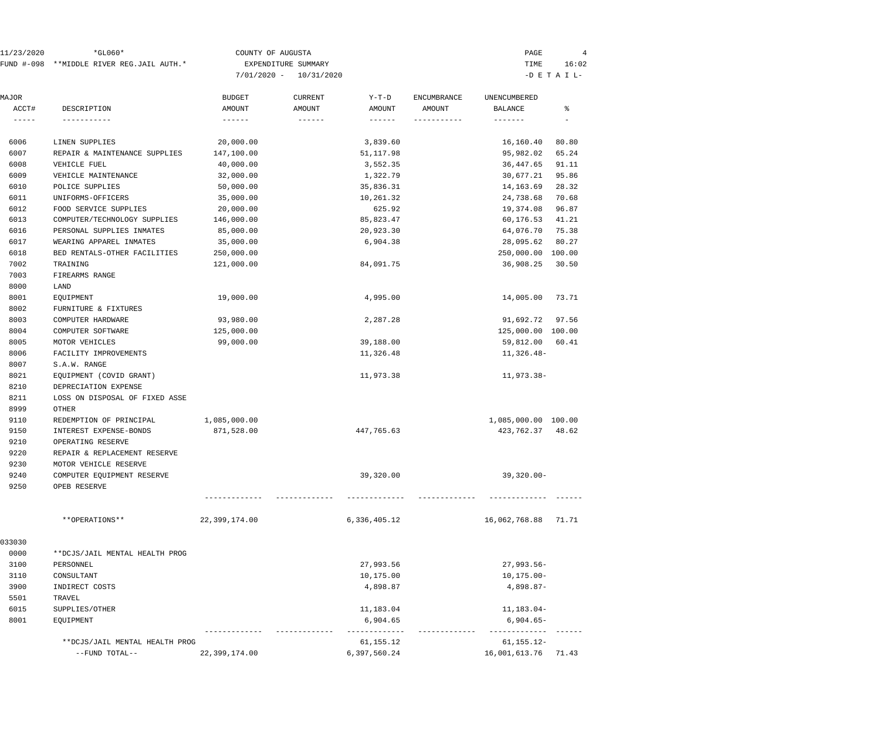11/23/2020 *GL060* COUNTY OF AUGUSTA

FUND #-098 **MIDDLE RIVER REG.JAIL AUTH.* EXPENDITURE SUMMARY

7/01/2020 - 10/31/2020

TIME 16:02

-D E T A I L-

| MAJOR ACCT# | DESCRIPTION | BUDGET AMOUNT | CURRENT AMOUNT | Y-T-D AMOUNT | ENCUMBRANCE AMOUNT | UNENCUMBERED BALANCE | % |
|---|---|---|---|---|---|---|---|
| 6006 | LINEN SUPPLIES | 20,000.00 | | 3,839.60 | | 16,160.40 | 80.80 |
| 6007 | REPAIR & MAINTENANCE SUPPLIES | 147,100.00 | | 51,117.98 | | 95,982.02 | 65.24 |
| 6008 | VEHICLE FUEL | 40,000.00 | | 3,552.35 | | 36,447.65 | 91.11 |
| 6009 | VEHICLE MAINTENANCE | 32,000.00 | | 1,322.79 | | 30,677.21 | 95.86 |
| 6010 | POLICE SUPPLIES | 50,000.00 | | 35,836.31 | | 14,163.69 | 28.32 |
| 6011 | UNIFORMS-OFFICERS | 35,000.00 | | 10,261.32 | | 24,738.68 | 70.68 |
| 6012 | FOOD SERVICE SUPPLIES | 20,000.00 | | 625.92 | | 19,374.08 | 96.87 |
| 6013 | COMPUTER/TECHNOLOGY SUPPLIES | 146,000.00 | | 85,823.47 | | 60,176.53 | 41.21 |
| 6016 | PERSONAL SUPPLIES INMATES | 85,000.00 | | 20,923.30 | | 64,076.70 | 75.38 |
| 6017 | WEARING APPAREL INMATES | 35,000.00 | | 6,904.38 | | 28,095.62 | 80.27 |
| 6018 | BED RENTALS-OTHER FACILITIES | 250,000.00 | | | | 250,000.00 | 100.00 |
| 7002 | TRAINING | 121,000.00 | | 84,091.75 | | 36,908.25 | 30.50 |
| 7003 | FIREARMS RANGE | | | | | | |
| 8000 | LAND | | | | | | |
| 8001 | EQUIPMENT | 19,000.00 | | 4,995.00 | | 14,005.00 | 73.71 |
| 8002 | FURNITURE & FIXTURES | | | | | | |
| 8003 | COMPUTER HARDWARE | 93,980.00 | | 2,287.28 | | 91,692.72 | 97.56 |
| 8004 | COMPUTER SOFTWARE | 125,000.00 | | | | 125,000.00 | 100.00 |
| 8005 | MOTOR VEHICLES | 99,000.00 | | 39,188.00 | | 59,812.00 | 60.41 |
| 8006 | FACILITY IMPROVEMENTS | | | 11,326.48 | | 11,326.48- | |
| 8007 | S.A.W. RANGE | | | | | | |
| 8021 | EQUIPMENT (COVID GRANT) | | | 11,973.38 | | 11,973.38- | |
| 8210 | DEPRECIATION EXPENSE | | | | | | |
| 8211 | LOSS ON DISPOSAL OF FIXED ASSE | | | | | | |
| 8999 | OTHER | | | | | | |
| 9110 | REDEMPTION OF PRINCIPAL | 1,085,000.00 | | | | 1,085,000.00 | 100.00 |
| 9150 | INTEREST EXPENSE-BONDS | 871,528.00 | | 447,765.63 | | 423,762.37 | 48.62 |
| 9210 | OPERATING RESERVE | | | | | | |
| 9220 | REPAIR & REPLACEMENT RESERVE | | | | | | |
| 9230 | MOTOR VEHICLE RESERVE | | | | | | |
| 9240 | COMPUTER EQUIPMENT RESERVE | | | 39,320.00 | | 39,320.00- | |
| 9250 | OPEB RESERVE | | | | | | |
| | **OPERATIONS** | 22,399,174.00 | | 6,336,405.12 | | 16,062,768.88 | 71.71 |
| 033030 | | | | | | | |
| 0000 | **DCJS/JAIL MENTAL HEALTH PROG | | | | | | |
| 3100 | PERSONNEL | | | 27,993.56 | | 27,993.56- | |
| 3110 | CONSULTANT | | | 10,175.00 | | 10,175.00- | |
| 3900 | INDIRECT COSTS | | | 4,898.87 | | 4,898.87- | |
| 5501 | TRAVEL | | | | | | |
| 6015 | SUPPLIES/OTHER | | | 11,183.04 | | 11,183.04- | |
| 8001 | EQUIPMENT | | | 6,904.65 | | 6,904.65- | |
| | **DCJS/JAIL MENTAL HEALTH PROG | | | 61,155.12 | | 61,155.12- | |
| | --FUND TOTAL-- | 22,399,174.00 | | 6,397,560.24 | | 16,001,613.76 | 71.43 |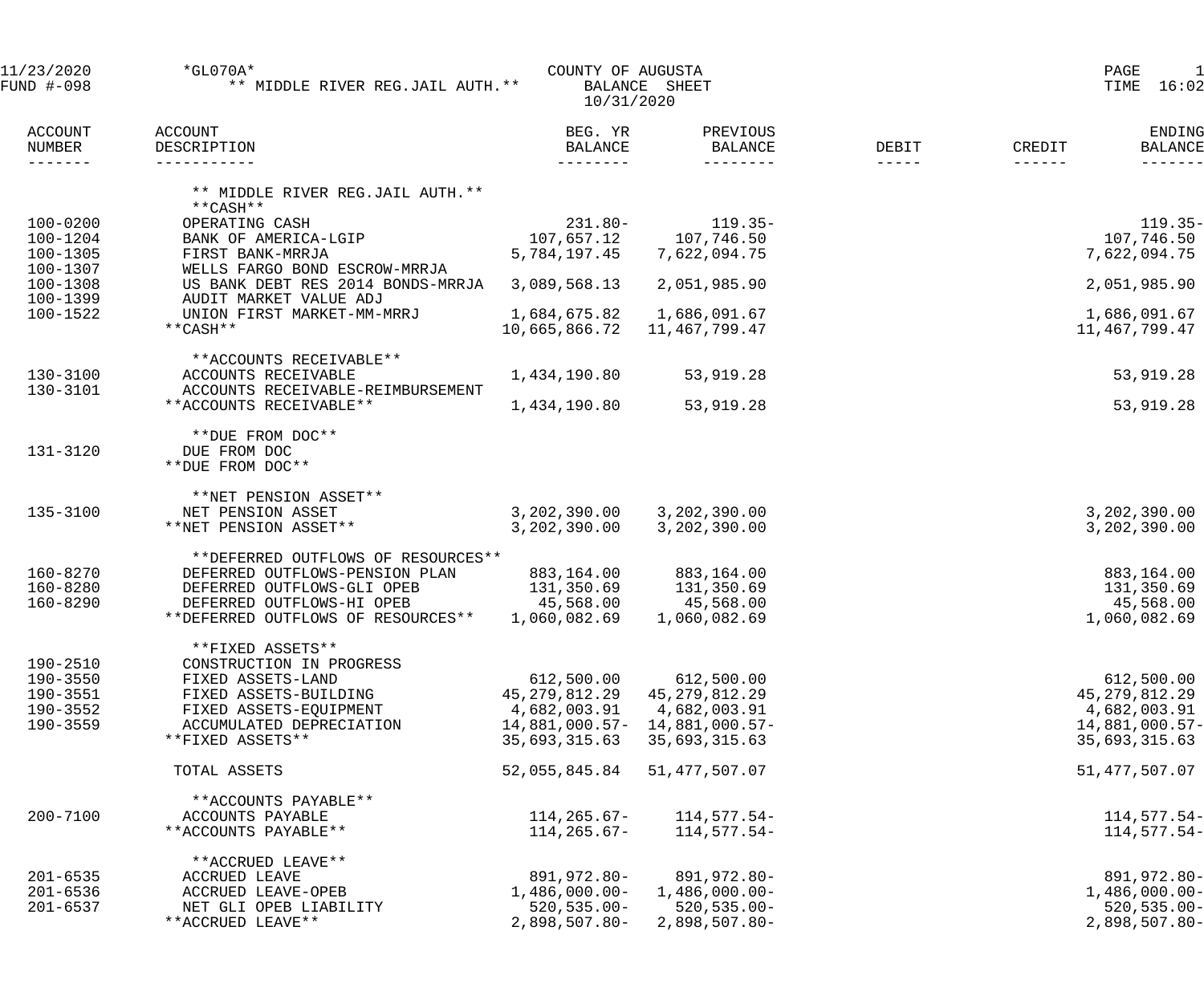11/23/2020 *GL070A* COUNTY OF AUGUSTA
FUND #-098 ** MIDDLE RIVER REG.JAIL AUTH.** BALANCE SHEET
10/31/2020

| ACCOUNT NUMBER | ACCOUNT DESCRIPTION | BEG. YR BALANCE | PREVIOUS BALANCE | DEBIT | CREDIT | ENDING BALANCE |
|---|---|---|---|---|---|---|
| | ** MIDDLE RIVER REG.JAIL AUTH.** | | | | | |
| | **CASH** | | | | | |
| 100-0200 | OPERATING CASH | 231.80- | 119.35- | | | 119.35- |
| 100-1204 | BANK OF AMERICA-LGIP | 107,657.12 | 107,746.50 | | | 107,746.50 |
| 100-1305 | FIRST BANK-MRRJA | 5,784,197.45 | 7,622,094.75 | | | 7,622,094.75 |
| 100-1307 | WELLS FARGO BOND ESCROW-MRRJA | | | | | |
| 100-1308 | US BANK DEBT RES 2014 BONDS-MRRJA | 3,089,568.13 | 2,051,985.90 | | | 2,051,985.90 |
| 100-1399 | AUDIT MARKET VALUE ADJ | | | | | |
| 100-1522 | UNION FIRST MARKET-MM-MRRJ | 1,684,675.82 | 1,686,091.67 | | | 1,686,091.67 |
| | **CASH** | 10,665,866.72 | 11,467,799.47 | | | 11,467,799.47 |
| | **ACCOUNTS RECEIVABLE** | | | | | |
| 130-3100 | ACCOUNTS RECEIVABLE | 1,434,190.80 | 53,919.28 | | | 53,919.28 |
| 130-3101 | ACCOUNTS RECEIVABLE-REIMBURSEMENT | | | | | |
| | **ACCOUNTS RECEIVABLE** | 1,434,190.80 | 53,919.28 | | | 53,919.28 |
| | **DUE FROM DOC** | | | | | |
| 131-3120 | DUE FROM DOC | | | | | |
| | **DUE FROM DOC** | | | | | |
| | **NET PENSION ASSET** | | | | | |
| 135-3100 | NET PENSION ASSET | 3,202,390.00 | 3,202,390.00 | | | 3,202,390.00 |
| | **NET PENSION ASSET** | 3,202,390.00 | 3,202,390.00 | | | 3,202,390.00 |
| | **DEFERRED OUTFLOWS OF RESOURCES** | | | | | |
| 160-8270 | DEFERRED OUTFLOWS-PENSION PLAN | 883,164.00 | 883,164.00 | | | 883,164.00 |
| 160-8280 | DEFERRED OUTFLOWS-GLI OPEB | 131,350.69 | 131,350.69 | | | 131,350.69 |
| 160-8290 | DEFERRED OUTFLOWS-HI OPEB | 45,568.00 | 45,568.00 | | | 45,568.00 |
| | **DEFERRED OUTFLOWS OF RESOURCES** | 1,060,082.69 | 1,060,082.69 | | | 1,060,082.69 |
| | **FIXED ASSETS** | | | | | |
| 190-2510 | CONSTRUCTION IN PROGRESS | | | | | |
| 190-3550 | FIXED ASSETS-LAND | 612,500.00 | 612,500.00 | | | 612,500.00 |
| 190-3551 | FIXED ASSETS-BUILDING | 45,279,812.29 | 45,279,812.29 | | | 45,279,812.29 |
| 190-3552 | FIXED ASSETS-EQUIPMENT | 4,682,003.91 | 4,682,003.91 | | | 4,682,003.91 |
| 190-3559 | ACCUMULATED DEPRECIATION | 14,881,000.57- | 14,881,000.57- | | | 14,881,000.57- |
| | **FIXED ASSETS** | 35,693,315.63 | 35,693,315.63 | | | 35,693,315.63 |
| | TOTAL ASSETS | 52,055,845.84 | 51,477,507.07 | | | 51,477,507.07 |
| | **ACCOUNTS PAYABLE** | | | | | |
| 200-7100 | ACCOUNTS PAYABLE | 114,265.67- | 114,577.54- | | | 114,577.54- |
| | **ACCOUNTS PAYABLE** | 114,265.67- | 114,577.54- | | | 114,577.54- |
| | **ACCRUED LEAVE** | | | | | |
| 201-6535 | ACCRUED LEAVE | 891,972.80- | 891,972.80- | | | 891,972.80- |
| 201-6536 | ACCRUED LEAVE-OPEB | 1,486,000.00- | 1,486,000.00- | | | 1,486,000.00- |
| 201-6537 | NET GLI OPEB LIABILITY | 520,535.00- | 520,535.00- | | | 520,535.00- |
| | **ACCRUED LEAVE** | 2,898,507.80- | 2,898,507.80- | | | 2,898,507.80- |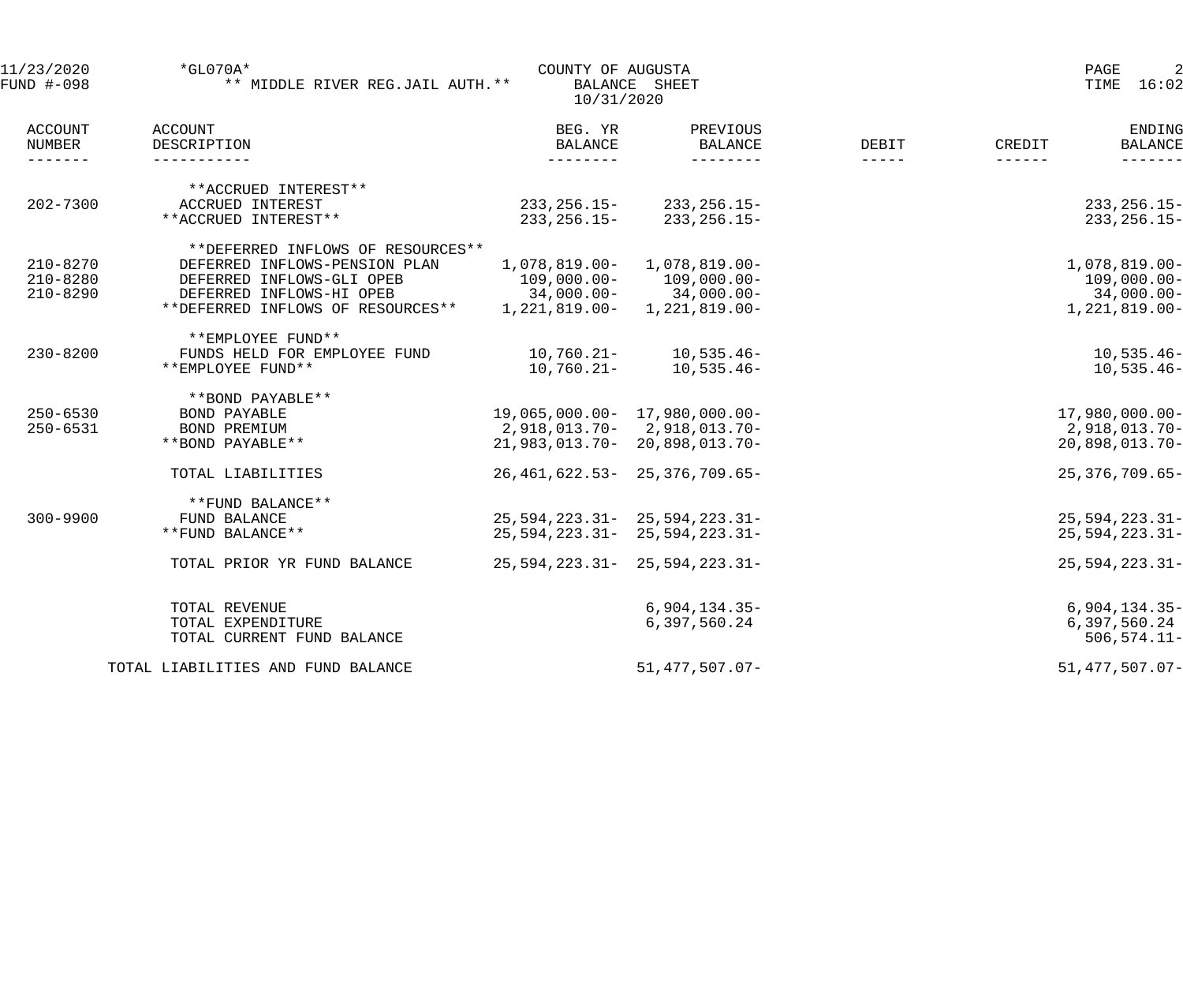11/23/2020 *GL070A* COUNTY OF AUGUSTA
FUND #-098 ** MIDDLE RIVER REG.JAIL AUTH.** BALANCE SHEET
10/31/2020

| ACCOUNT NUMBER | ACCOUNT DESCRIPTION | BEG. YR BALANCE | PREVIOUS BALANCE | DEBIT | CREDIT | ENDING BALANCE |
|---|---|---|---|---|---|---|
| | **ACCRUED INTEREST** | | | | | |
| 202-7300 | ACCRUED INTEREST | 233,256.15- | 233,256.15- | | | 233,256.15- |
| | **ACCRUED INTEREST** | 233,256.15- | 233,256.15- | | | 233,256.15- |
| | **DEFERRED INFLOWS OF RESOURCES** | | | | | |
| 210-8270 | DEFERRED INFLOWS-PENSION PLAN | 1,078,819.00- | 1,078,819.00- | | | 1,078,819.00- |
| 210-8280 | DEFERRED INFLOWS-GLI OPEB | 109,000.00- | 109,000.00- | | | 109,000.00- |
| 210-8290 | DEFERRED INFLOWS-HI OPEB | 34,000.00- | 34,000.00- | | | 34,000.00- |
| | **DEFERRED INFLOWS OF RESOURCES** | 1,221,819.00- | 1,221,819.00- | | | 1,221,819.00- |
| | **EMPLOYEE FUND** | | | | | |
| 230-8200 | FUNDS HELD FOR EMPLOYEE FUND | 10,760.21- | 10,535.46- | | | 10,535.46- |
| | **EMPLOYEE FUND** | 10,760.21- | 10,535.46- | | | 10,535.46- |
| | **BOND PAYABLE** | | | | | |
| 250-6530 | BOND PAYABLE | 19,065,000.00- | 17,980,000.00- | | | 17,980,000.00- |
| 250-6531 | BOND PREMIUM | 2,918,013.70- | 2,918,013.70- | | | 2,918,013.70- |
| | **BOND PAYABLE** | 21,983,013.70- | 20,898,013.70- | | | 20,898,013.70- |
| | TOTAL LIABILITIES | 26,461,622.53- | 25,376,709.65- | | | 25,376,709.65- |
| | **FUND BALANCE** | | | | | |
| 300-9900 | FUND BALANCE | 25,594,223.31- | 25,594,223.31- | | | 25,594,223.31- |
| | **FUND BALANCE** | 25,594,223.31- | 25,594,223.31- | | | 25,594,223.31- |
| | TOTAL PRIOR YR FUND BALANCE | 25,594,223.31- | 25,594,223.31- | | | 25,594,223.31- |
| | TOTAL REVENUE | | 6,904,134.35- | | | 6,904,134.35- |
| | TOTAL EXPENDITURE | | 6,397,560.24 | | | 6,397,560.24 |
| | TOTAL CURRENT FUND BALANCE | | | | | 506,574.11- |
| | TOTAL LIABILITIES AND FUND BALANCE | | 51,477,507.07- | | | 51,477,507.07- |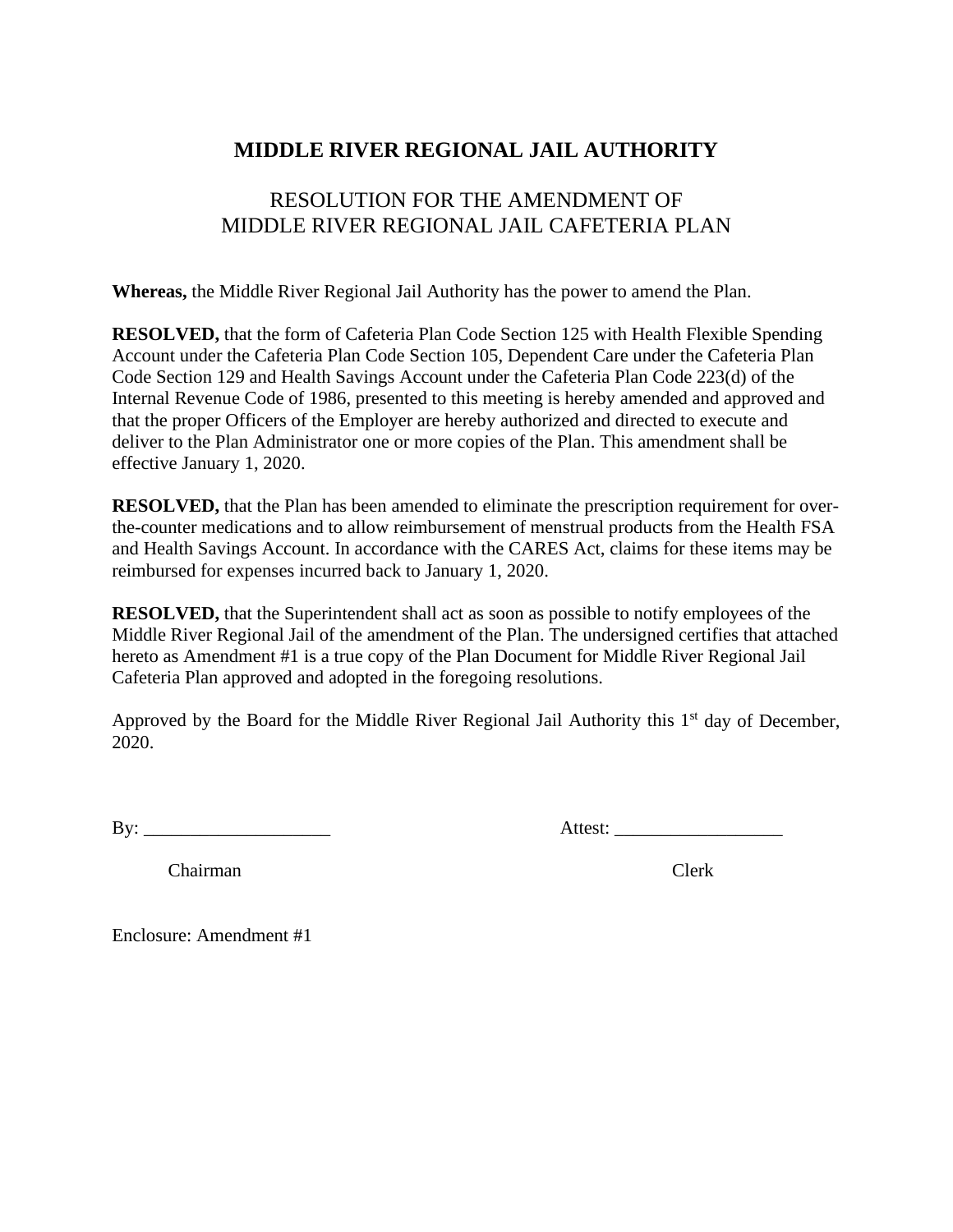# MIDDLE RIVER REGIONAL JAIL AUTHORITY

## RESOLUTION FOR THE AMENDMENT OF MIDDLE RIVER REGIONAL JAIL CAFETERIA PLAN

**Whereas,** the Middle River Regional Jail Authority has the power to amend the Plan.

**RESOLVED,** that the form of Cafeteria Plan Code Section 125 with Health Flexible Spending Account under the Cafeteria Plan Code Section 105, Dependent Care under the Cafeteria Plan Code Section 129 and Health Savings Account under the Cafeteria Plan Code 223(d) of the Internal Revenue Code of 1986, presented to this meeting is hereby amended and approved and that the proper Officers of the Employer are hereby authorized and directed to execute and deliver to the Plan Administrator one or more copies of the Plan. This amendment shall be effective January 1, 2020.

**RESOLVED,** that the Plan has been amended to eliminate the prescription requirement for over-the-counter medications and to allow reimbursement of menstrual products from the Health FSA and Health Savings Account. In accordance with the CARES Act, claims for these items may be reimbursed for expenses incurred back to January 1, 2020.

**RESOLVED,** that the Superintendent shall act as soon as possible to notify employees of the Middle River Regional Jail of the amendment of the Plan. The undersigned certifies that attached hereto as Amendment #1 is a true copy of the Plan Document for Middle River Regional Jail Cafeteria Plan approved and adopted in the foregoing resolutions.

Approved by the Board for the Middle River Regional Jail Authority this 1st day of December, 2020.

By: ____________________ Attest: __________________

Chairman Clerk

Enclosure: Amendment #1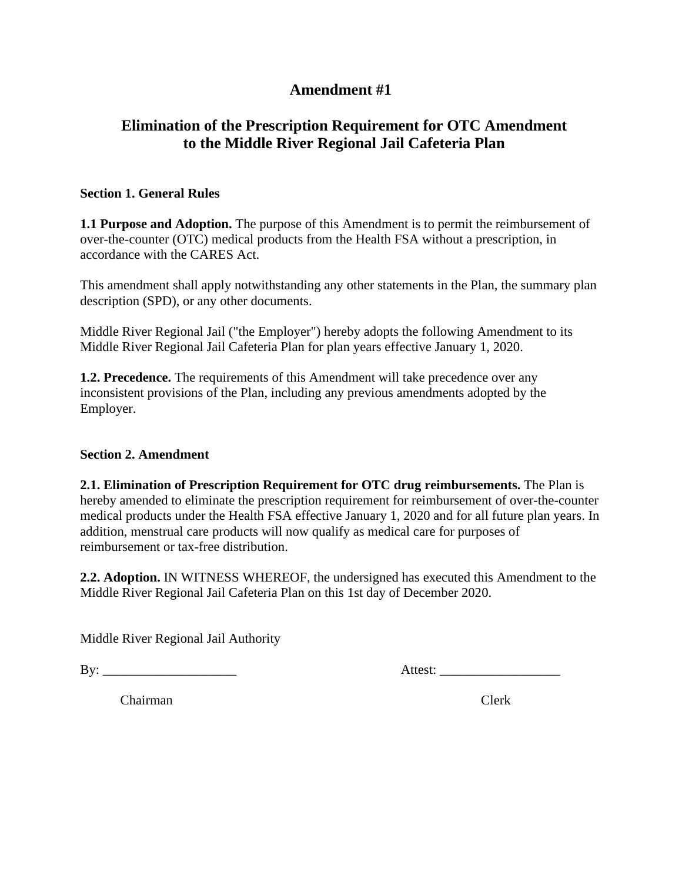# Amendment #1

## Elimination of the Prescription Requirement for OTC Amendment to the Middle River Regional Jail Cafeteria Plan

**Section 1. General Rules**

**1.1 Purpose and Adoption.** The purpose of this Amendment is to permit the reimbursement of over-the-counter (OTC) medical products from the Health FSA without a prescription, in accordance with the CARES Act.

This amendment shall apply notwithstanding any other statements in the Plan, the summary plan description (SPD), or any other documents.

Middle River Regional Jail ("the Employer") hereby adopts the following Amendment to its Middle River Regional Jail Cafeteria Plan for plan years effective January 1, 2020.

**1.2. Precedence.** The requirements of this Amendment will take precedence over any inconsistent provisions of the Plan, including any previous amendments adopted by the Employer.

**Section 2. Amendment**

**2.1. Elimination of Prescription Requirement for OTC drug reimbursements.** The Plan is hereby amended to eliminate the prescription requirement for reimbursement of over-the-counter medical products under the Health FSA effective January 1, 2020 and for all future plan years. In addition, menstrual care products will now qualify as medical care for purposes of reimbursement or tax-free distribution.

**2.2. Adoption.** IN WITNESS WHEREOF, the undersigned has executed this Amendment to the Middle River Regional Jail Cafeteria Plan on this 1st day of December 2020.

Middle River Regional Jail Authority

By: ____________________ Attest: __________________

Chairman Clerk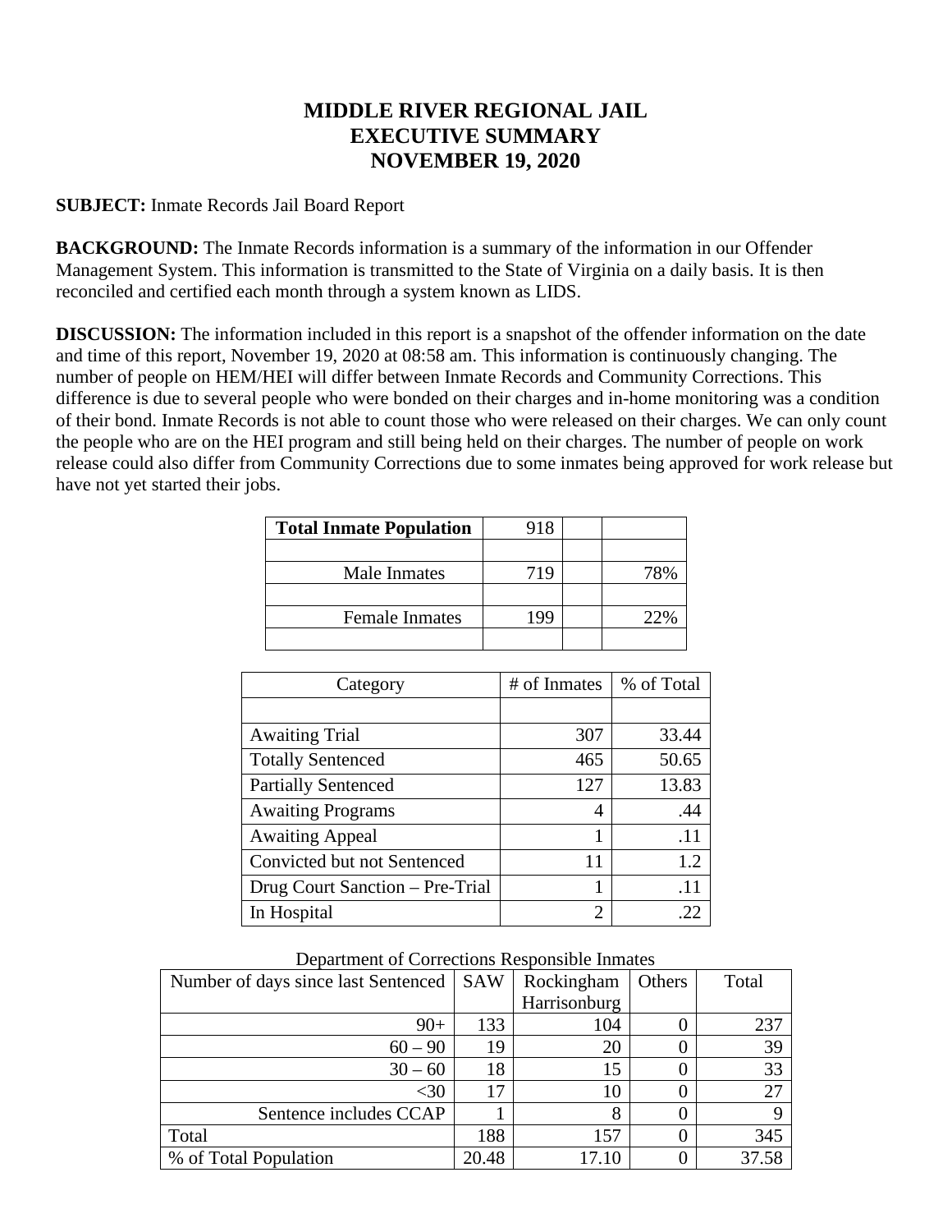# MIDDLE RIVER REGIONAL JAIL
# EXECUTIVE SUMMARY
# NOVEMBER 19, 2020

**SUBJECT:** Inmate Records Jail Board Report

**BACKGROUND:** The Inmate Records information is a summary of the information in our Offender Management System. This information is transmitted to the State of Virginia on a daily basis. It is then reconciled and certified each month through a system known as LIDS.

**DISCUSSION:** The information included in this report is a snapshot of the offender information on the date and time of this report, November 19, 2020 at 08:58 am. This information is continuously changing. The number of people on HEM/HEI will differ between Inmate Records and Community Corrections. This difference is due to several people who were bonded on their charges and in-home monitoring was a condition of their bond. Inmate Records is not able to count those who were released on their charges. We can only count the people who are on the HEI program and still being held on their charges. The number of people on work release could also differ from Community Corrections due to some inmates being approved for work release but have not yet started their jobs.

| **Total Inmate Population** | 918 | | |
|---|---|---|---|
| | | | |
| Male Inmates | 719 | | 78% |
| | | | |
| Female Inmates | 199 | | 22% |
| | | | |

| Category | # of Inmates | % of Total |
|---|---|---|
| | | |
| Awaiting Trial | 307 | 33.44 |
| Totally Sentenced | 465 | 50.65 |
| Partially Sentenced | 127 | 13.83 |
| Awaiting Programs | 4 | .44 |
| Awaiting Appeal | 1 | .11 |
| Convicted but not Sentenced | 11 | 1.2 |
| Drug Court Sanction – Pre-Trial | 1 | .11 |
| In Hospital | 2 | .22 |

Department of Corrections Responsible Inmates

| Number of days since last Sentenced | SAW | Rockingham Harrisonburg | Others | Total |
|---|---|---|---|---|
| 90+ | 133 | 104 | 0 | 237 |
| 60 – 90 | 19 | 20 | 0 | 39 |
| 30 – 60 | 18 | 15 | 0 | 33 |
| <30 | 17 | 10 | 0 | 27 |
| Sentence includes CCAP | 1 | 8 | 0 | 9 |
| Total | 188 | 157 | 0 | 345 |
| % of Total Population | 20.48 | 17.10 | 0 | 37.58 |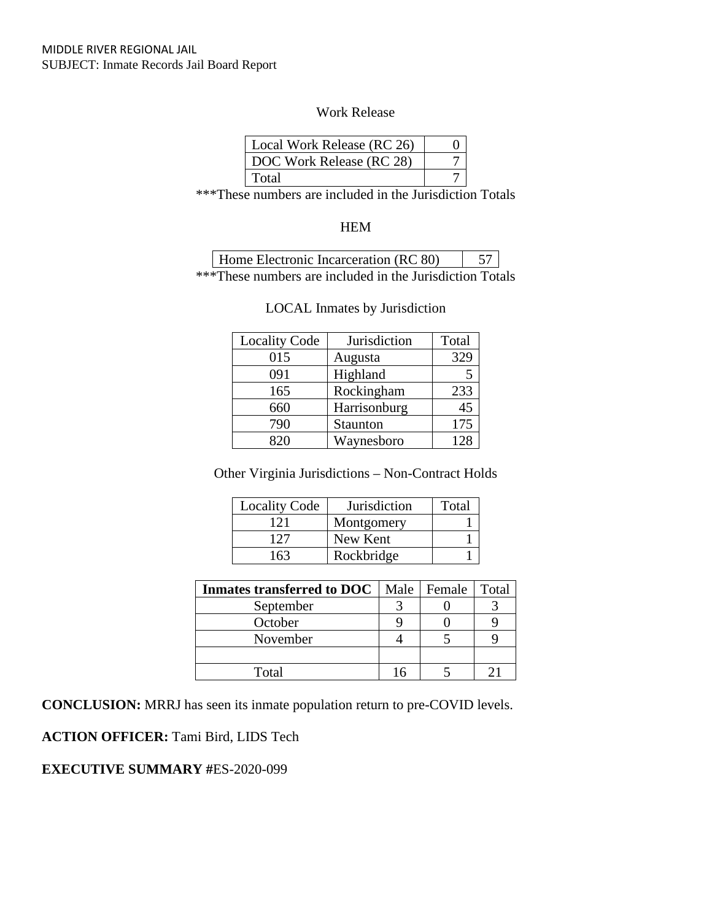Work Release

| Local Work Release (RC 26) | 0 |
|---|---|
| DOC Work Release (RC 28) | 7 |
| Total | 7 |

***These numbers are included in the Jurisdiction Totals

HEM

| Home Electronic Incarceration (RC 80) | 57 |
|---|---|

***These numbers are included in the Jurisdiction Totals

LOCAL Inmates by Jurisdiction

| Locality Code | Jurisdiction | Total |
|---|---|---|
| 015 | Augusta | 329 |
| 091 | Highland | 5 |
| 165 | Rockingham | 233 |
| 660 | Harrisonburg | 45 |
| 790 | Staunton | 175 |
| 820 | Waynesboro | 128 |

Other Virginia Jurisdictions – Non-Contract Holds

| Locality Code | Jurisdiction | Total |
|---|---|---|
| 121 | Montgomery | 1 |
| 127 | New Kent | 1 |
| 163 | Rockbridge | 1 |

| **Inmates transferred to DOC** | Male | Female | Total |
|---|---|---|---|
| September | 3 | 0 | 3 |
| October | 9 | 0 | 9 |
| November | 4 | 5 | 9 |
| | | | |
| Total | 16 | 5 | 21 |

**CONCLUSION:** MRRJ has seen its inmate population return to pre-COVID levels.

**ACTION OFFICER:** Tami Bird, LIDS Tech

**EXECUTIVE SUMMARY #**ES-2020-099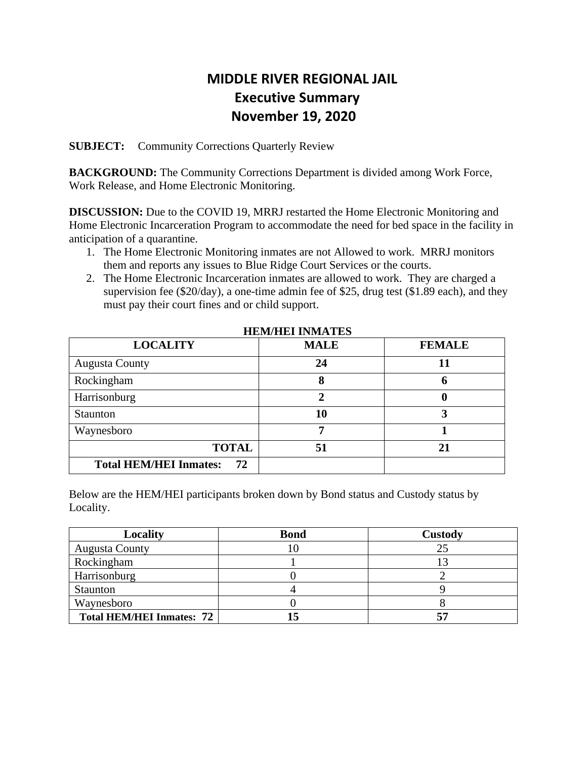# MIDDLE RIVER REGIONAL JAIL
## Executive Summary
## November 19, 2020

**SUBJECT:** Community Corrections Quarterly Review

**BACKGROUND:** The Community Corrections Department is divided among Work Force, Work Release, and Home Electronic Monitoring.

**DISCUSSION:** Due to the COVID 19, MRRJ restarted the Home Electronic Monitoring and Home Electronic Incarceration Program to accommodate the need for bed space in the facility in anticipation of a quarantine.

1. The Home Electronic Monitoring inmates are not Allowed to work. MRRJ monitors them and reports any issues to Blue Ridge Court Services or the courts.
2. The Home Electronic Incarceration inmates are allowed to work. They are charged a supervision fee ($20/day), a one-time admin fee of $25, drug test ($1.89 each), and they must pay their court fines and or child support.

**HEM/HEI INMATES**

| LOCALITY | MALE | FEMALE |
|---|---|---|
| Augusta County | **24** | **11** |
| Rockingham | **8** | **6** |
| Harrisonburg | **2** | **0** |
| Staunton | **10** | **3** |
| Waynesboro | **7** | **1** |
| **TOTAL** | **51** | **21** |
| **Total HEM/HEI Inmates: 72** | | |

Below are the HEM/HEI participants broken down by Bond status and Custody status by Locality.

| Locality | Bond | Custody |
|---|---|---|
| Augusta County | 10 | 25 |
| Rockingham | 1 | 13 |
| Harrisonburg | 0 | 2 |
| Staunton | 4 | 9 |
| Waynesboro | 0 | 8 |
| **Total HEM/HEI Inmates: 72** | **15** | **57** |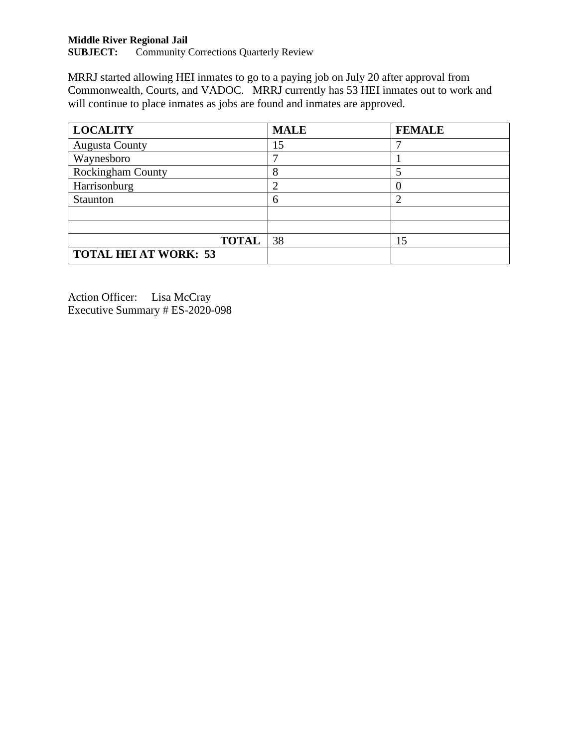**Middle River Regional Jail**
**SUBJECT:** Community Corrections Quarterly Review

MRRJ started allowing HEI inmates to go to a paying job on July 20 after approval from Commonwealth, Courts, and VADOC. MRRJ currently has 53 HEI inmates out to work and will continue to place inmates as jobs are found and inmates are approved.

| **LOCALITY** | **MALE** | **FEMALE** |
|---|---|---|
| Augusta County | 15 | 7 |
| Waynesboro | 7 | 1 |
| Rockingham County | 8 | 5 |
| Harrisonburg | 2 | 0 |
| Staunton | 6 | 2 |
| | | |
| | | |
| **TOTAL** | 38 | 15 |
| **TOTAL HEI AT WORK: 53** | | |

Action Officer: Lisa McCray
Executive Summary # ES-2020-098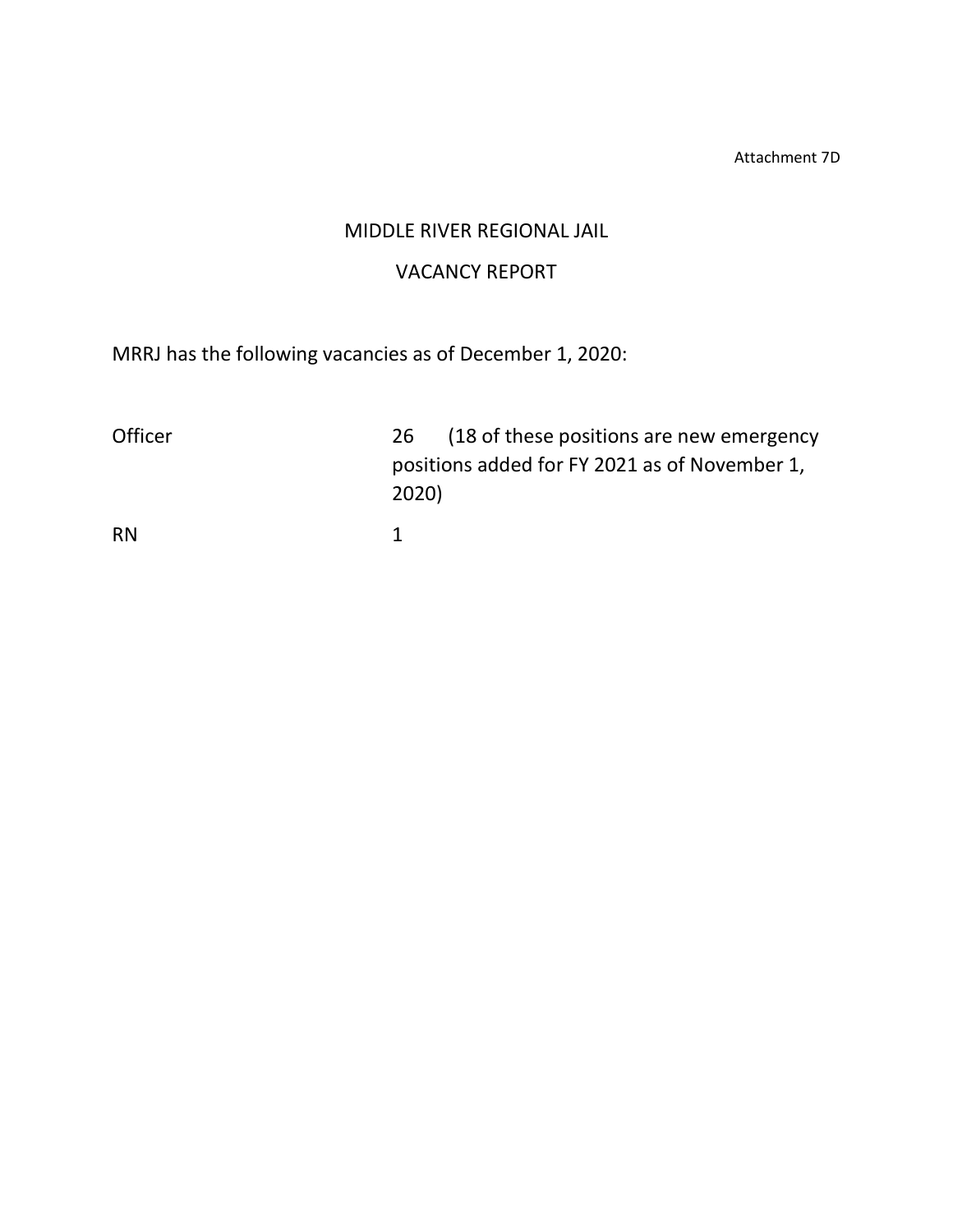Attachment 7D

# MIDDLE RIVER REGIONAL JAIL

## VACANCY REPORT

MRRJ has the following vacancies as of December 1, 2020:

| | |
|---|---|
| Officer | 26 (18 of these positions are new emergency positions added for FY 2021 as of November 1, 2020) |
| RN | 1 |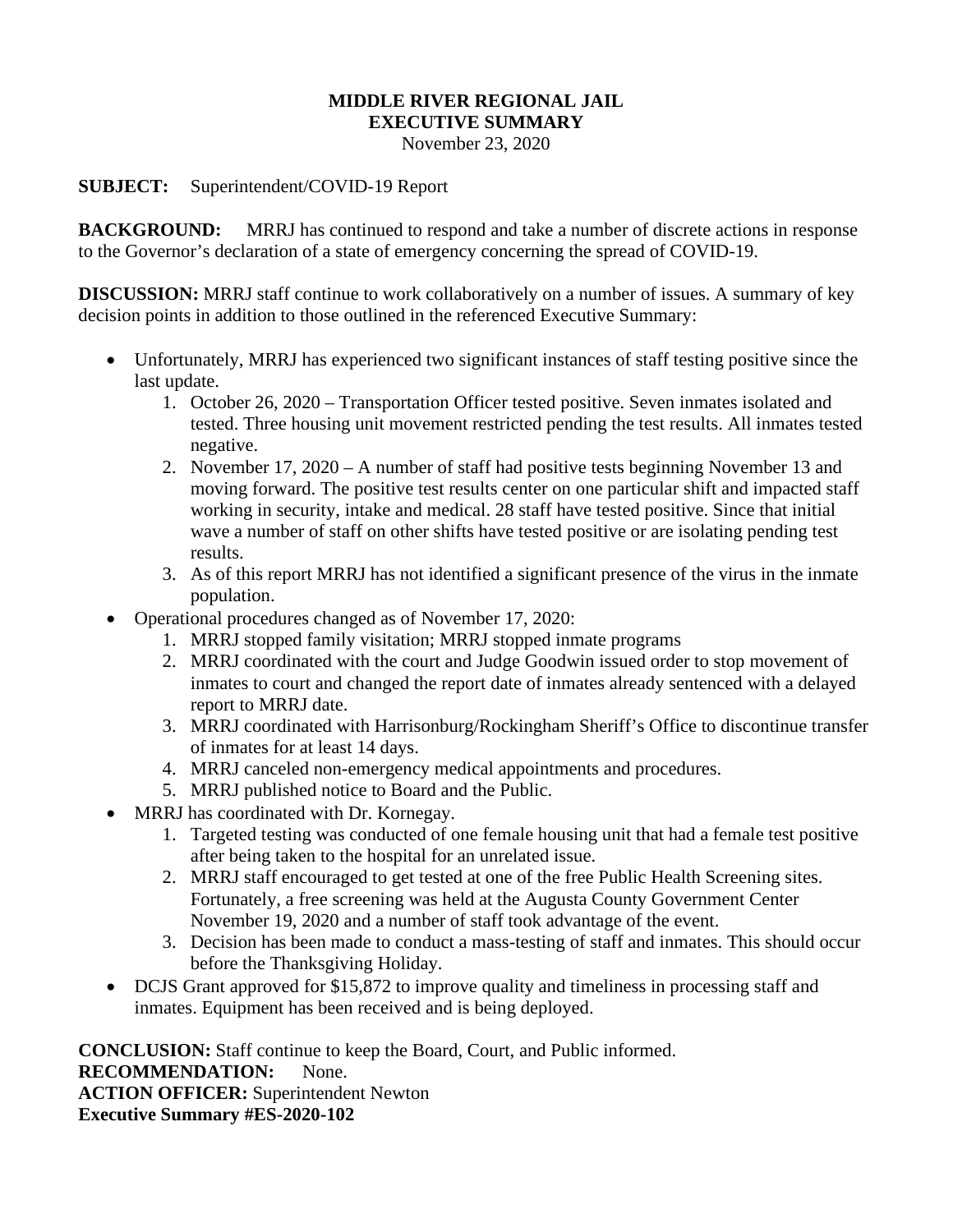**MIDDLE RIVER REGIONAL JAIL**
**EXECUTIVE SUMMARY**
November 23, 2020

**SUBJECT:** Superintendent/COVID-19 Report

**BACKGROUND:** MRRJ has continued to respond and take a number of discrete actions in response to the Governor's declaration of a state of emergency concerning the spread of COVID-19.

**DISCUSSION:** MRRJ staff continue to work collaboratively on a number of issues. A summary of key decision points in addition to those outlined in the referenced Executive Summary:

- Unfortunately, MRRJ has experienced two significant instances of staff testing positive since the last update.
  1. October 26, 2020 – Transportation Officer tested positive. Seven inmates isolated and tested. Three housing unit movement restricted pending the test results. All inmates tested negative.
  2. November 17, 2020 – A number of staff had positive tests beginning November 13 and moving forward. The positive test results center on one particular shift and impacted staff working in security, intake and medical. 28 staff have tested positive. Since that initial wave a number of staff on other shifts have tested positive or are isolating pending test results.
  3. As of this report MRRJ has not identified a significant presence of the virus in the inmate population.
- Operational procedures changed as of November 17, 2020:
  1. MRRJ stopped family visitation; MRRJ stopped inmate programs
  2. MRRJ coordinated with the court and Judge Goodwin issued order to stop movement of inmates to court and changed the report date of inmates already sentenced with a delayed report to MRRJ date.
  3. MRRJ coordinated with Harrisonburg/Rockingham Sheriff's Office to discontinue transfer of inmates for at least 14 days.
  4. MRRJ canceled non-emergency medical appointments and procedures.
  5. MRRJ published notice to Board and the Public.
- MRRJ has coordinated with Dr. Kornegay.
  1. Targeted testing was conducted of one female housing unit that had a female test positive after being taken to the hospital for an unrelated issue.
  2. MRRJ staff encouraged to get tested at one of the free Public Health Screening sites. Fortunately, a free screening was held at the Augusta County Government Center November 19, 2020 and a number of staff took advantage of the event.
  3. Decision has been made to conduct a mass-testing of staff and inmates. This should occur before the Thanksgiving Holiday.
- DCJS Grant approved for $15,872 to improve quality and timeliness in processing staff and inmates. Equipment has been received and is being deployed.

**CONCLUSION:** Staff continue to keep the Board, Court, and Public informed.
**RECOMMENDATION:** None.
**ACTION OFFICER:** Superintendent Newton
**Executive Summary #ES-2020-102**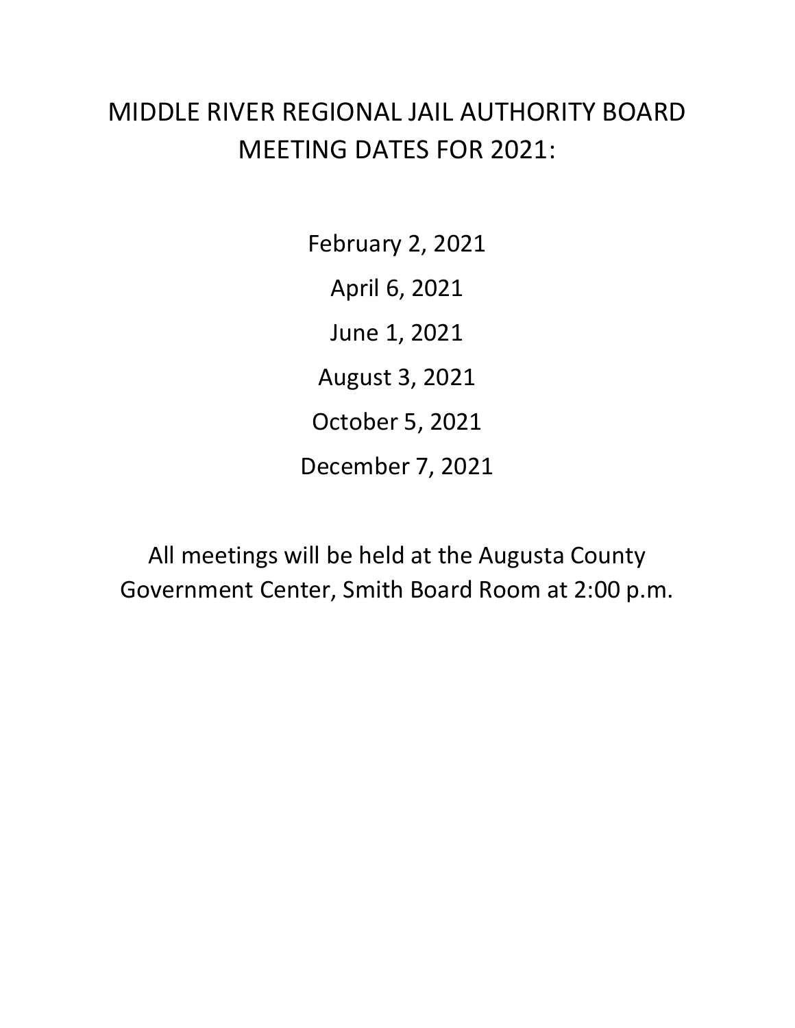# MIDDLE RIVER REGIONAL JAIL AUTHORITY BOARD MEETING DATES FOR 2021:

February 2, 2021

April 6, 2021

June 1, 2021

August 3, 2021

October 5, 2021

December 7, 2021

All meetings will be held at the Augusta County Government Center, Smith Board Room at 2:00 p.m.